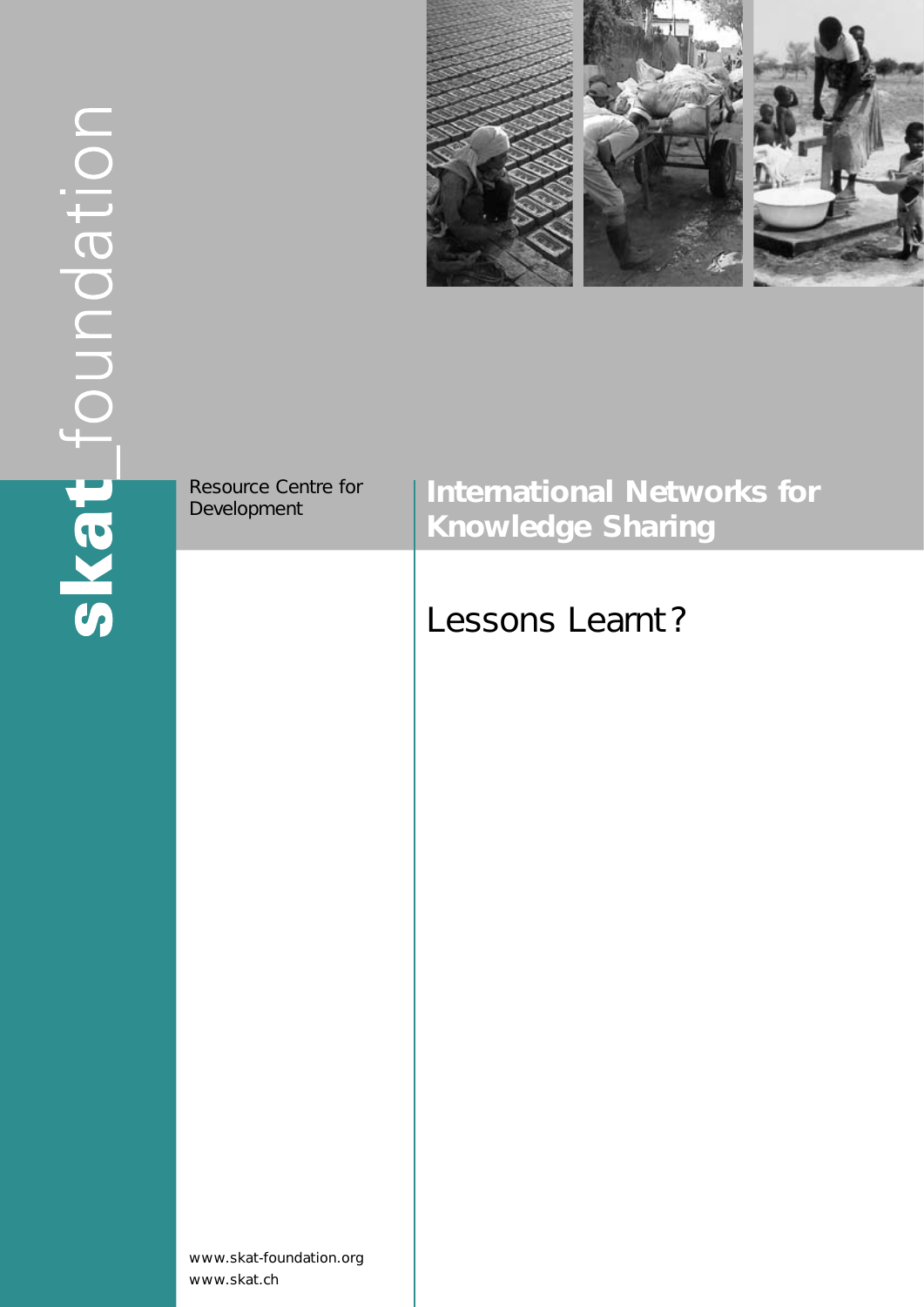skat_foundation

Resource Centre for Development

# International Networks for Knowledge Sharing

## Lessons Learnt?

www.skat-foundation.org
www.skat.ch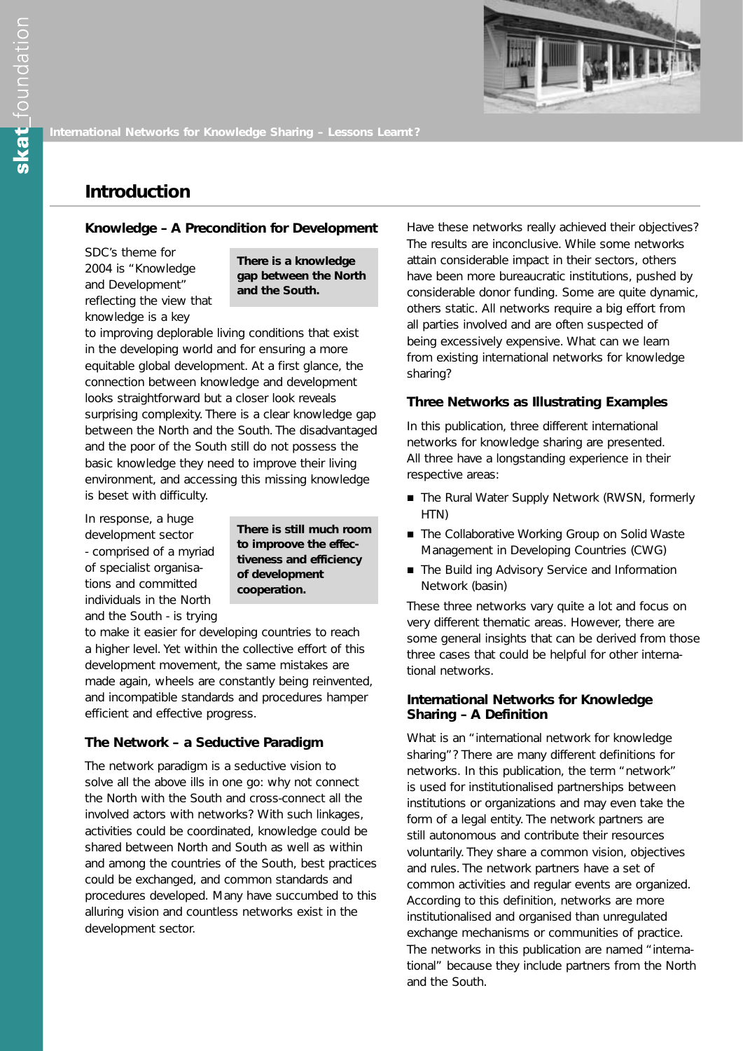# Introduction

## Knowledge – A Precondition for Development

SDC's theme for 2004 is "Knowledge and Development" reflecting the view that knowledge is a key to improving deplorable living conditions that exist in the developing world and for ensuring a more equitable global development. At a first glance, the connection between knowledge and development looks straightforward but a closer look reveals surprising complexity. There is a clear knowledge gap between the North and the South. The disadvantaged and the poor of the South still do not possess the basic knowledge they need to improve their living environment, and accessing this missing knowledge is beset with difficulty.

**There is a knowledge gap between the North and the South.**

In response, a huge development sector - comprised of a myriad of specialist organisations and committed individuals in the North and the South - is trying to make it easier for developing countries to reach a higher level. Yet within the collective effort of this development movement, the same mistakes are made again, wheels are constantly being reinvented, and incompatible standards and procedures hamper efficient and effective progress.

**There is still much room to improove the effectiveness and efficiency of development cooperation.**

## The Network – a Seductive Paradigm

The network paradigm is a seductive vision to solve all the above ills in one go: why not connect the North with the South and cross-connect all the involved actors with networks? With such linkages, activities could be coordinated, knowledge could be shared between North and South as well as within and among the countries of the South, best practices could be exchanged, and common standards and procedures developed. Many have succumbed to this alluring vision and countless networks exist in the development sector.

Have these networks really achieved their objectives? The results are inconclusive. While some networks attain considerable impact in their sectors, others have been more bureaucratic institutions, pushed by considerable donor funding. Some are quite dynamic, others static. All networks require a big effort from all parties involved and are often suspected of being excessively expensive. What can we learn from existing international networks for knowledge sharing?

## Three Networks as Illustrating Examples

In this publication, three different international networks for knowledge sharing are presented. All three have a longstanding experience in their respective areas:

- The Rural Water Supply Network (RWSN, formerly HTN)
- The Collaborative Working Group on Solid Waste Management in Developing Countries (CWG)
- The Build ing Advisory Service and Information Network (basin)

These three networks vary quite a lot and focus on very different thematic areas. However, there are some general insights that can be derived from those three cases that could be helpful for other international networks.

## International Networks for Knowledge Sharing – A Definition

What is an "international network for knowledge sharing"? There are many different definitions for networks. In this publication, the term "network" is used for institutionalised partnerships between institutions or organizations and may even take the form of a legal entity. The network partners are still autonomous and contribute their resources voluntarily. They share a common vision, objectives and rules. The network partners have a set of common activities and regular events are organized. According to this definition, networks are more institutionalised and organised than unregulated exchange mechanisms or communities of practice. The networks in this publication are named "international" because they include partners from the North and the South.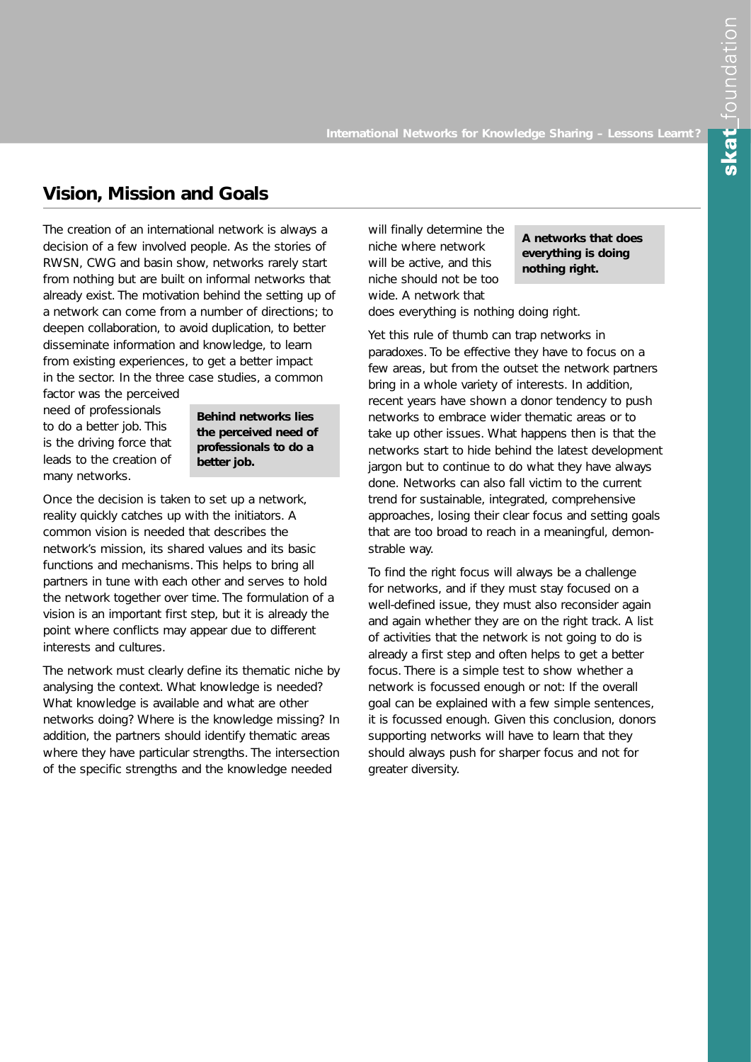## Vision, Mission and Goals

The creation of an international network is always a decision of a few involved people. As the stories of RWSN, CWG and basin show, networks rarely start from nothing but are built on informal networks that already exist. The motivation behind the setting up of a network can come from a number of directions; to deepen collaboration, to avoid duplication, to better disseminate information and knowledge, to learn from existing experiences, to get a better impact in the sector. In the three case studies, a common factor was the perceived need of professionals to do a better job. This is the driving force that leads to the creation of many networks.

**Behind networks lies the perceived need of professionals to do a better job.**

Once the decision is taken to set up a network, reality quickly catches up with the initiators. A common vision is needed that describes the network's mission, its shared values and its basic functions and mechanisms. This helps to bring all partners in tune with each other and serves to hold the network together over time. The formulation of a vision is an important first step, but it is already the point where conflicts may appear due to different interests and cultures.

The network must clearly define its thematic niche by analysing the context. What knowledge is needed? What knowledge is available and what are other networks doing? Where is the knowledge missing? In addition, the partners should identify thematic areas where they have particular strengths. The intersection of the specific strengths and the knowledge needed will finally determine the niche where network will be active, and this niche should not be too wide. A network that does everything is nothing doing right.

**A networks that does everything is doing nothing right.**

Yet this rule of thumb can trap networks in paradoxes. To be effective they have to focus on a few areas, but from the outset the network partners bring in a whole variety of interests. In addition, recent years have shown a donor tendency to push networks to embrace wider thematic areas or to take up other issues. What happens then is that the networks start to hide behind the latest development jargon but to continue to do what they have always done. Networks can also fall victim to the current trend for sustainable, integrated, comprehensive approaches, losing their clear focus and setting goals that are too broad to reach in a meaningful, demonstrable way.

To find the right focus will always be a challenge for networks, and if they must stay focused on a well-defined issue, they must also reconsider again and again whether they are on the right track. A list of activities that the network is not going to do is already a first step and often helps to get a better focus. There is a simple test to show whether a network is focussed enough or not: If the overall goal can be explained with a few simple sentences, it is focussed enough. Given this conclusion, donors supporting networks will have to learn that they should always push for sharper focus and not for greater diversity.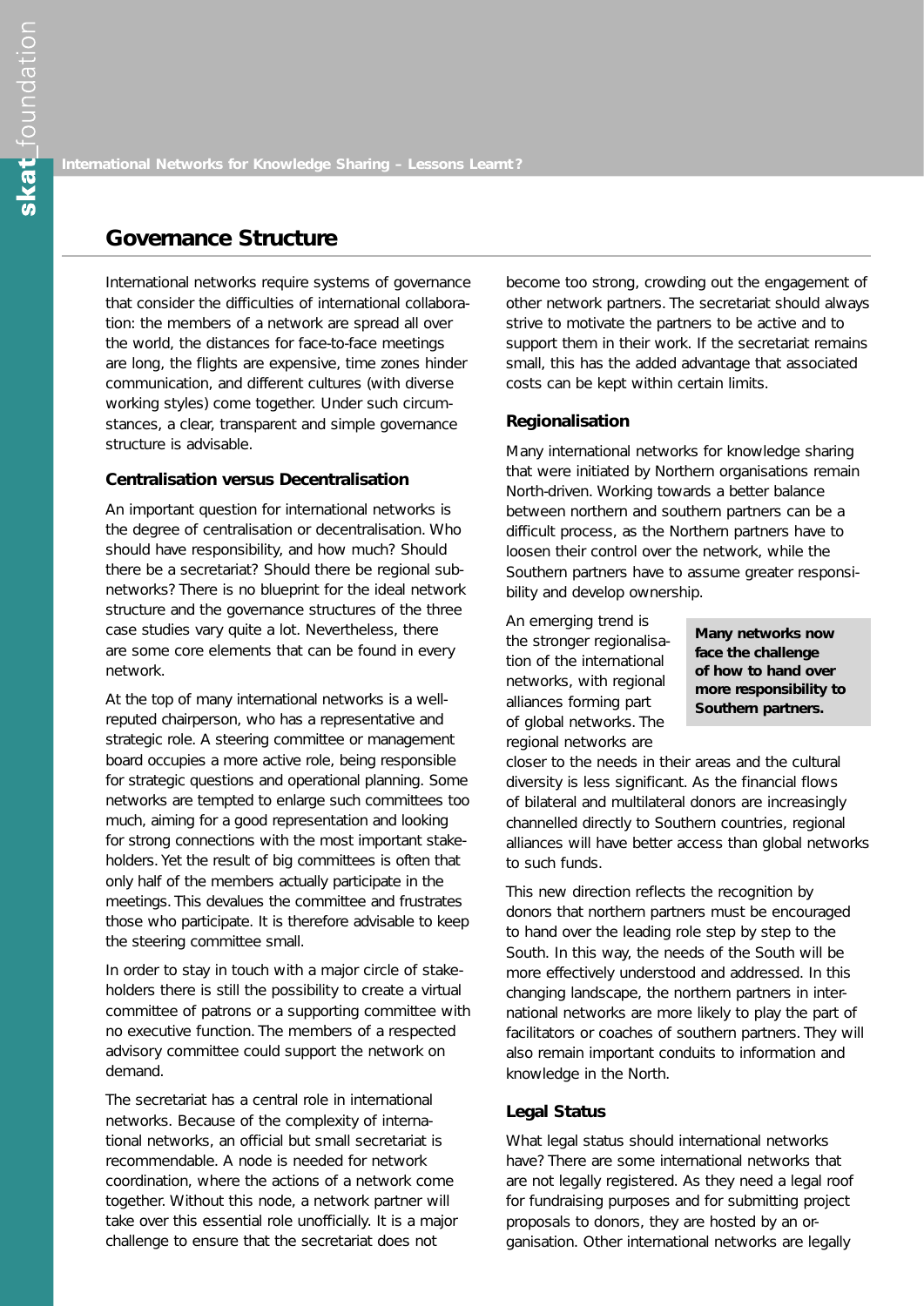## Governance Structure

International networks require systems of governance that consider the difficulties of international collaboration: the members of a network are spread all over the world, the distances for face-to-face meetings are long, the flights are expensive, time zones hinder communication, and different cultures (with diverse working styles) come together. Under such circumstances, a clear, transparent and simple governance structure is advisable.

### Centralisation versus Decentralisation

An important question for international networks is the degree of centralisation or decentralisation. Who should have responsibility, and how much? Should there be a secretariat? Should there be regional sub-networks? There is no blueprint for the ideal network structure and the governance structures of the three case studies vary quite a lot. Nevertheless, there are some core elements that can be found in every network.

At the top of many international networks is a well-reputed chairperson, who has a representative and strategic role. A steering committee or management board occupies a more active role, being responsible for strategic questions and operational planning. Some networks are tempted to enlarge such committees too much, aiming for a good representation and looking for strong connections with the most important stakeholders. Yet the result of big committees is often that only half of the members actually participate in the meetings. This devalues the committee and frustrates those who participate. It is therefore advisable to keep the steering committee small.

In order to stay in touch with a major circle of stakeholders there is still the possibility to create a virtual committee of patrons or a supporting committee with no executive function. The members of a respected advisory committee could support the network on demand.

The secretariat has a central role in international networks. Because of the complexity of international networks, an official but small secretariat is recommendable. A node is needed for network coordination, where the actions of a network come together. Without this node, a network partner will take over this essential role unofficially. It is a major challenge to ensure that the secretariat does not become too strong, crowding out the engagement of other network partners. The secretariat should always strive to motivate the partners to be active and to support them in their work. If the secretariat remains small, this has the added advantage that associated costs can be kept within certain limits.

### Regionalisation

Many international networks for knowledge sharing that were initiated by Northern organisations remain North-driven. Working towards a better balance between northern and southern partners can be a difficult process, as the Northern partners have to loosen their control over the network, while the Southern partners have to assume greater responsibility and develop ownership.

**Many networks now face the challenge of how to hand over more responsibility to Southern partners.**

An emerging trend is the stronger regionalisation of the international networks, with regional alliances forming part of global networks. The regional networks are closer to the needs in their areas and the cultural diversity is less significant. As the financial flows of bilateral and multilateral donors are increasingly channelled directly to Southern countries, regional alliances will have better access than global networks to such funds.

This new direction reflects the recognition by donors that northern partners must be encouraged to hand over the leading role step by step to the South. In this way, the needs of the South will be more effectively understood and addressed. In this changing landscape, the northern partners in international networks are more likely to play the part of facilitators or coaches of southern partners. They will also remain important conduits to information and knowledge in the North.

### Legal Status

What legal status should international networks have? There are some international networks that are not legally registered. As they need a legal roof for fundraising purposes and for submitting project proposals to donors, they are hosted by an organisation. Other international networks are legally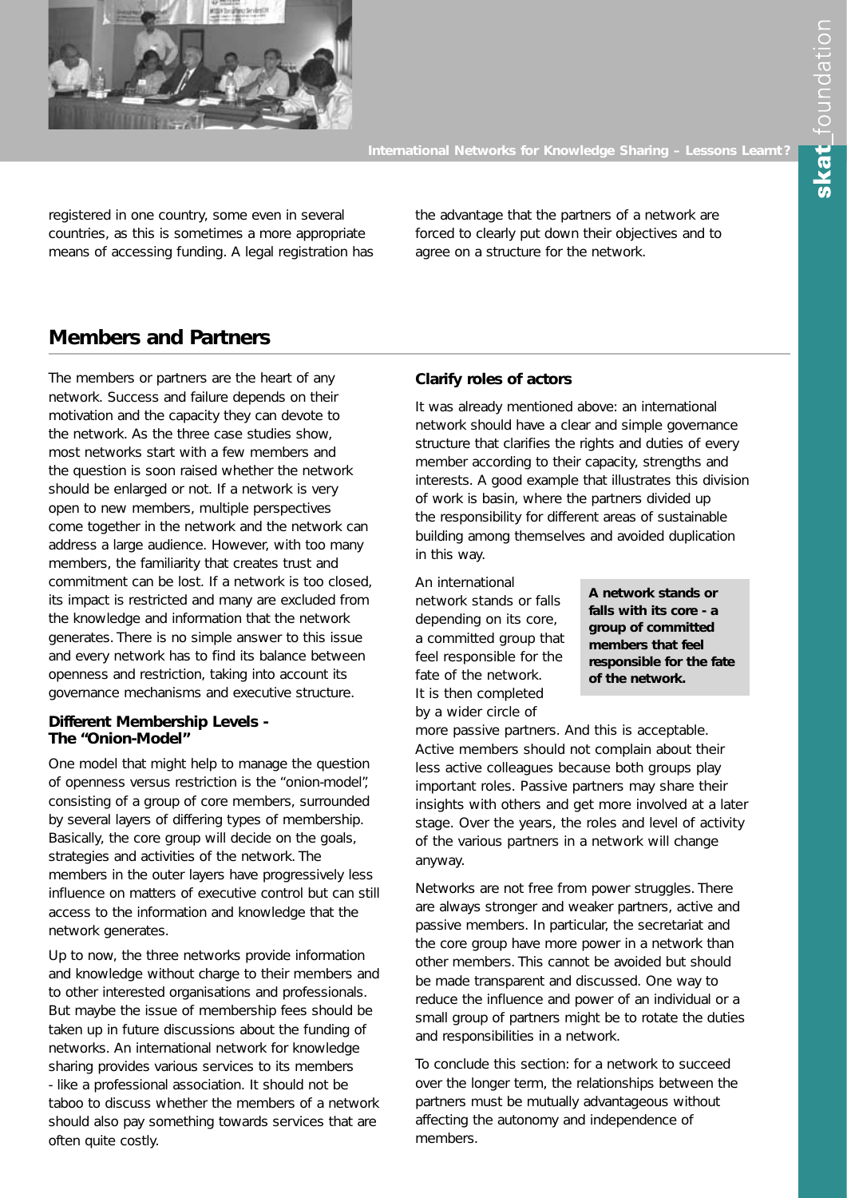registered in one country, some even in several countries, as this is sometimes a more appropriate means of accessing funding. A legal registration has the advantage that the partners of a network are forced to clearly put down their objectives and to agree on a structure for the network.

## Members and Partners

The members or partners are the heart of any network. Success and failure depends on their motivation and the capacity they can devote to the network. As the three case studies show, most networks start with a few members and the question is soon raised whether the network should be enlarged or not. If a network is very open to new members, multiple perspectives come together in the network and the network can address a large audience. However, with too many members, the familiarity that creates trust and commitment can be lost. If a network is too closed, its impact is restricted and many are excluded from the knowledge and information that the network generates. There is no simple answer to this issue and every network has to find its balance between openness and restriction, taking into account its governance mechanisms and executive structure.

### Different Membership Levels - The "Onion-Model"

One model that might help to manage the question of openness versus restriction is the "onion-model", consisting of a group of core members, surrounded by several layers of differing types of membership. Basically, the core group will decide on the goals, strategies and activities of the network. The members in the outer layers have progressively less influence on matters of executive control but can still access to the information and knowledge that the network generates.

Up to now, the three networks provide information and knowledge without charge to their members and to other interested organisations and professionals. But maybe the issue of membership fees should be taken up in future discussions about the funding of networks. An international network for knowledge sharing provides various services to its members - like a professional association. It should not be taboo to discuss whether the members of a network should also pay something towards services that are often quite costly.

### Clarify roles of actors

It was already mentioned above: an international network should have a clear and simple governance structure that clarifies the rights and duties of every member according to their capacity, strengths and interests. A good example that illustrates this division of work is basin, where the partners divided up the responsibility for different areas of sustainable building among themselves and avoided duplication in this way.

**A network stands or falls with its core - a group of committed members that feel responsible for the fate of the network.**

An international network stands or falls depending on its core, a committed group that feel responsible for the fate of the network. It is then completed by a wider circle of more passive partners. And this is acceptable. Active members should not complain about their less active colleagues because both groups play important roles. Passive partners may share their insights with others and get more involved at a later stage. Over the years, the roles and level of activity of the various partners in a network will change anyway.

Networks are not free from power struggles. There are always stronger and weaker partners, active and passive members. In particular, the secretariat and the core group have more power in a network than other members. This cannot be avoided but should be made transparent and discussed. One way to reduce the influence and power of an individual or a small group of partners might be to rotate the duties and responsibilities in a network.

To conclude this section: for a network to succeed over the longer term, the relationships between the partners must be mutually advantageous without affecting the autonomy and independence of members.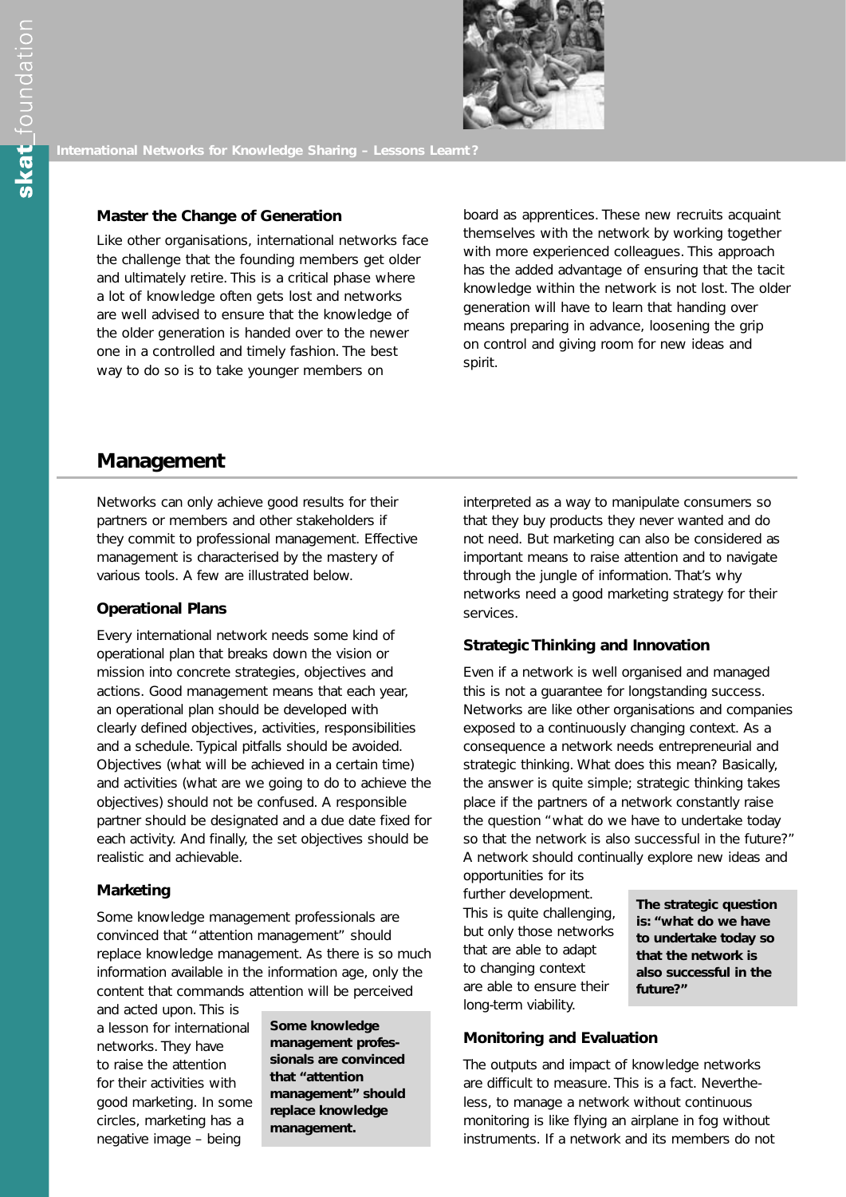### Master the Change of Generation

Like other organisations, international networks face the challenge that the founding members get older and ultimately retire. This is a critical phase where a lot of knowledge often gets lost and networks are well advised to ensure that the knowledge of the older generation is handed over to the newer one in a controlled and timely fashion. The best way to do so is to take younger members on board as apprentices. These new recruits acquaint themselves with the network by working together with more experienced colleagues. This approach has the added advantage of ensuring that the tacit knowledge within the network is not lost. The older generation will have to learn that handing over means preparing in advance, loosening the grip on control and giving room for new ideas and spirit.

## Management

Networks can only achieve good results for their partners or members and other stakeholders if they commit to professional management. Effective management is characterised by the mastery of various tools. A few are illustrated below.

### Operational Plans

Every international network needs some kind of operational plan that breaks down the vision or mission into concrete strategies, objectives and actions. Good management means that each year, an operational plan should be developed with clearly defined objectives, activities, responsibilities and a schedule. Typical pitfalls should be avoided. Objectives (what will be achieved in a certain time) and activities (what are we going to do to achieve the objectives) should not be confused. A responsible partner should be designated and a due date fixed for each activity. And finally, the set objectives should be realistic and achievable.

### Marketing

Some knowledge management professionals are convinced that "attention management" should replace knowledge management. As there is so much information available in the information age, only the content that commands attention will be perceived and acted upon. This is a lesson for international networks. They have to raise the attention for their activities with good marketing. In some circles, marketing has a negative image – being interpreted as a way to manipulate consumers so that they buy products they never wanted and do not need. But marketing can also be considered as important means to raise attention and to navigate through the jungle of information. That's why networks need a good marketing strategy for their services.

**Some knowledge management professionals are convinced that "attention management" should replace knowledge management.**

### Strategic Thinking and Innovation

Even if a network is well organised and managed this is not a guarantee for longstanding success. Networks are like other organisations and companies exposed to a continuously changing context. As a consequence a network needs entrepreneurial and strategic thinking. What does this mean? Basically, the answer is quite simple; strategic thinking takes place if the partners of a network constantly raise the question "what do we have to undertake today so that the network is also successful in the future?" A network should continually explore new ideas and opportunities for its further development. This is quite challenging, but only those networks that are able to adapt to changing context are able to ensure their long-term viability.

**The strategic question is: "what do we have to undertake today so that the network is also successful in the future?"**

### Monitoring and Evaluation

The outputs and impact of knowledge networks are difficult to measure. This is a fact. Nevertheless, to manage a network without continuous monitoring is like flying an airplane in fog without instruments. If a network and its members do not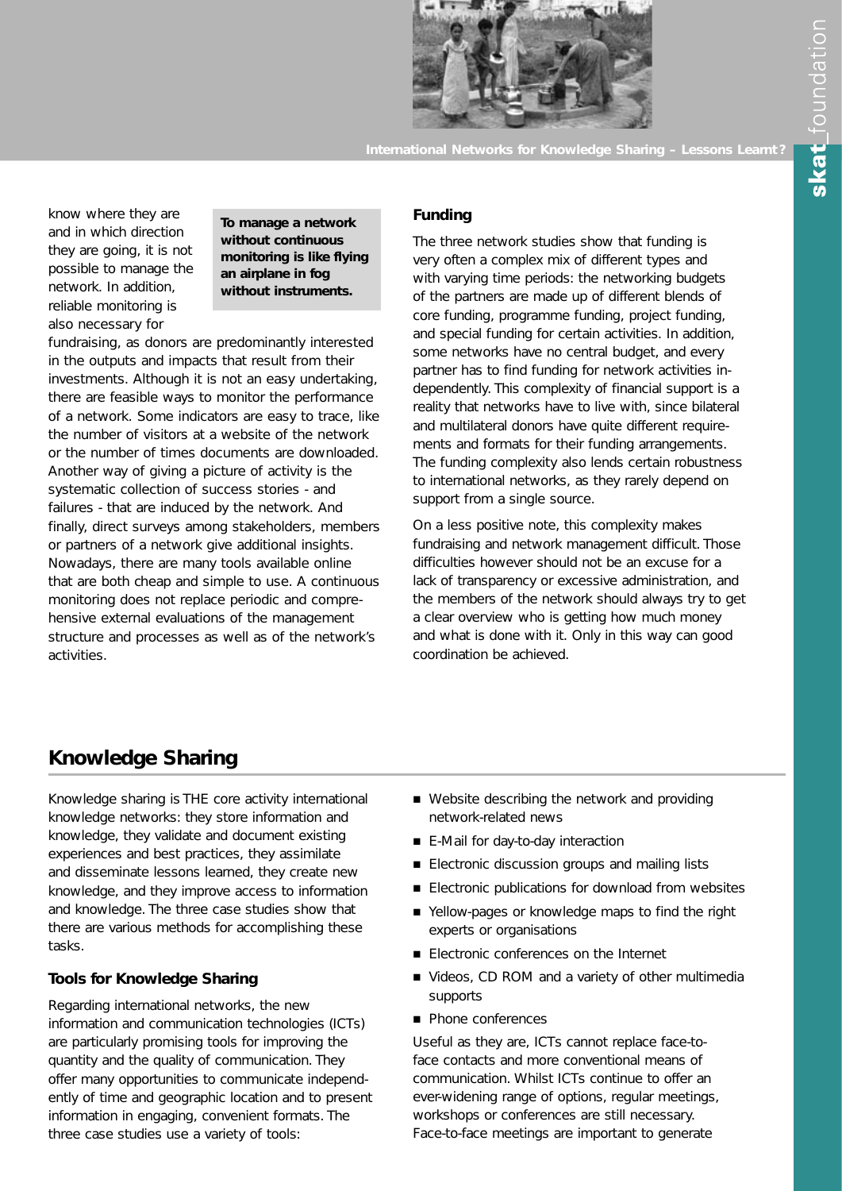know where they are and in which direction they are going, it is not possible to manage the network. In addition, reliable monitoring is also necessary for fundraising, as donors are predominantly interested in the outputs and impacts that result from their investments. Although it is not an easy undertaking, there are feasible ways to monitor the performance of a network. Some indicators are easy to trace, like the number of visitors at a website of the network or the number of times documents are downloaded. Another way of giving a picture of activity is the systematic collection of success stories - and failures - that are induced by the network. And finally, direct surveys among stakeholders, members or partners of a network give additional insights. Nowadays, there are many tools available online that are both cheap and simple to use. A continuous monitoring does not replace periodic and comprehensive external evaluations of the management structure and processes as well as of the network's activities.

**To manage a network without continuous monitoring is like flying an airplane in fog without instruments.**

### Funding

The three network studies show that funding is very often a complex mix of different types and with varying time periods: the networking budgets of the partners are made up of different blends of core funding, programme funding, project funding, and special funding for certain activities. In addition, some networks have no central budget, and every partner has to find funding for network activities independently. This complexity of financial support is a reality that networks have to live with, since bilateral and multilateral donors have quite different requirements and formats for their funding arrangements. The funding complexity also lends certain robustness to international networks, as they rarely depend on support from a single source.

On a less positive note, this complexity makes fundraising and network management difficult. Those difficulties however should not be an excuse for a lack of transparency or excessive administration, and the members of the network should always try to get a clear overview who is getting how much money and what is done with it. Only in this way can good coordination be achieved.

## Knowledge Sharing

Knowledge sharing is THE core activity international knowledge networks: they store information and knowledge, they validate and document existing experiences and best practices, they assimilate and disseminate lessons learned, they create new knowledge, and they improve access to information and knowledge. The three case studies show that there are various methods for accomplishing these tasks.

### Tools for Knowledge Sharing

Regarding international networks, the new information and communication technologies (ICTs) are particularly promising tools for improving the quantity and the quality of communication. They offer many opportunities to communicate independently of time and geographic location and to present information in engaging, convenient formats. The three case studies use a variety of tools:

- Website describing the network and providing network-related news
- E-Mail for day-to-day interaction
- Electronic discussion groups and mailing lists
- Electronic publications for download from websites
- Yellow-pages or knowledge maps to find the right experts or organisations
- Electronic conferences on the Internet
- Videos, CD ROM and a variety of other multimedia supports
- Phone conferences

Useful as they are, ICTs cannot replace face-to-face contacts and more conventional means of communication. Whilst ICTs continue to offer an ever-widening range of options, regular meetings, workshops or conferences are still necessary. Face-to-face meetings are important to generate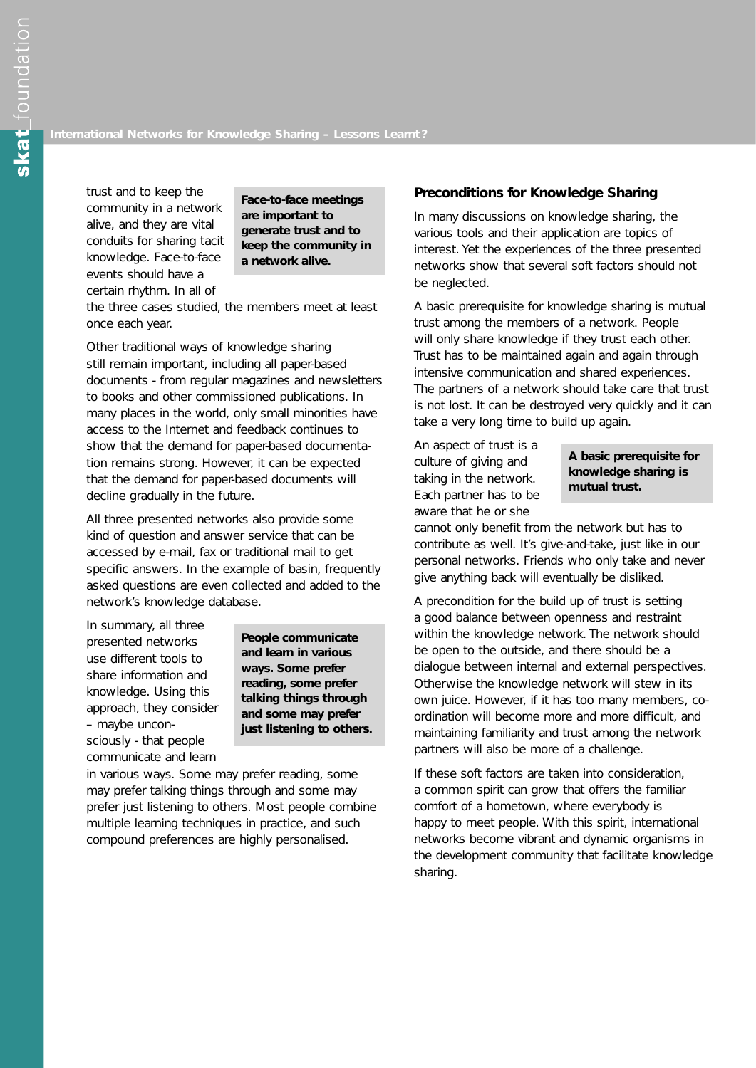trust and to keep the community in a network alive, and they are vital conduits for sharing tacit knowledge. Face-to-face events should have a certain rhythm. In all of the three cases studied, the members meet at least once each year.

**Face-to-face meetings are important to generate trust and to keep the community in a network alive.**

Other traditional ways of knowledge sharing still remain important, including all paper-based documents - from regular magazines and newsletters to books and other commissioned publications. In many places in the world, only small minorities have access to the Internet and feedback continues to show that the demand for paper-based documentation remains strong. However, it can be expected that the demand for paper-based documents will decline gradually in the future.

All three presented networks also provide some kind of question and answer service that can be accessed by e-mail, fax or traditional mail to get specific answers. In the example of basin, frequently asked questions are even collected and added to the network's knowledge database.

In summary, all three presented networks use different tools to share information and knowledge. Using this approach, they consider – maybe unconsciously - that people communicate and learn in various ways. Some may prefer reading, some may prefer talking things through and some may prefer just listening to others. Most people combine multiple learning techniques in practice, and such compound preferences are highly personalised.

**People communicate and learn in various ways. Some prefer reading, some prefer talking things through and some may prefer just listening to others.**

## Preconditions for Knowledge Sharing

In many discussions on knowledge sharing, the various tools and their application are topics of interest. Yet the experiences of the three presented networks show that several soft factors should not be neglected.

A basic prerequisite for knowledge sharing is mutual trust among the members of a network. People will only share knowledge if they trust each other. Trust has to be maintained again and again through intensive communication and shared experiences. The partners of a network should take care that trust is not lost. It can be destroyed very quickly and it can take a very long time to build up again.

An aspect of trust is a culture of giving and taking in the network. Each partner has to be aware that he or she cannot only benefit from the network but has to contribute as well. It's give-and-take, just like in our personal networks. Friends who only take and never give anything back will eventually be disliked.

**A basic prerequisite for knowledge sharing is mutual trust.**

A precondition for the build up of trust is setting a good balance between openness and restraint within the knowledge network. The network should be open to the outside, and there should be a dialogue between internal and external perspectives. Otherwise the knowledge network will stew in its own juice. However, if it has too many members, co-ordination will become more and more difficult, and maintaining familiarity and trust among the network partners will also be more of a challenge.

If these soft factors are taken into consideration, a common spirit can grow that offers the familiar comfort of a hometown, where everybody is happy to meet people. With this spirit, international networks become vibrant and dynamic organisms in the development community that facilitate knowledge sharing.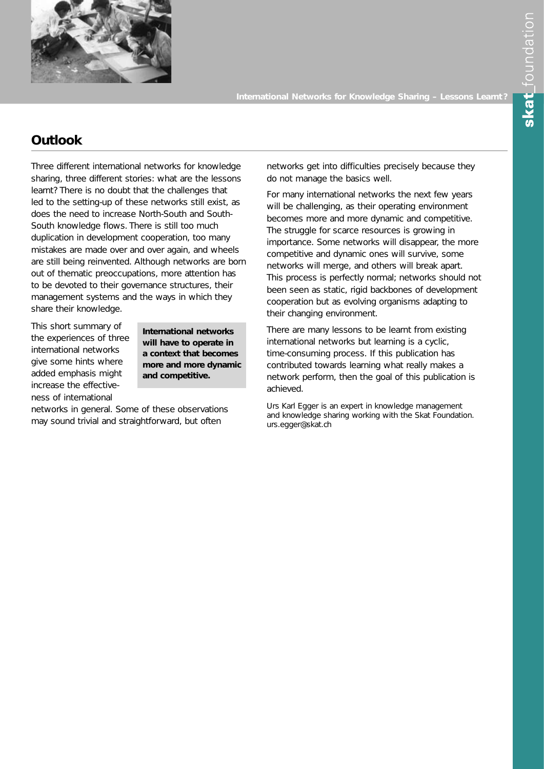## Outlook

Three different international networks for knowledge sharing, three different stories: what are the lessons learnt? There is no doubt that the challenges that led to the setting-up of these networks still exist, as does the need to increase North-South and South-South knowledge flows. There is still too much duplication in development cooperation, too many mistakes are made over and over again, and wheels are still being reinvented. Although networks are born out of thematic preoccupations, more attention has to be devoted to their governance structures, their management systems and the ways in which they share their knowledge.

This short summary of the experiences of three international networks give some hints where added emphasis might increase the effectiveness of international networks in general. Some of these observations may sound trivial and straightforward, but often networks get into difficulties precisely because they do not manage the basics well.

**International networks will have to operate in a context that becomes more and more dynamic and competitive.**

For many international networks the next few years will be challenging, as their operating environment becomes more and more dynamic and competitive. The struggle for scarce resources is growing in importance. Some networks will disappear, the more competitive and dynamic ones will survive, some networks will merge, and others will break apart. This process is perfectly normal; networks should not been seen as static, rigid backbones of development cooperation but as evolving organisms adapting to their changing environment.

There are many lessons to be learnt from existing international networks but learning is a cyclic, time-consuming process. If this publication has contributed towards learning what really makes a network perform, then the goal of this publication is achieved.

Urs Karl Egger is an expert in knowledge management and knowledge sharing working with the Skat Foundation. urs.egger@skat.ch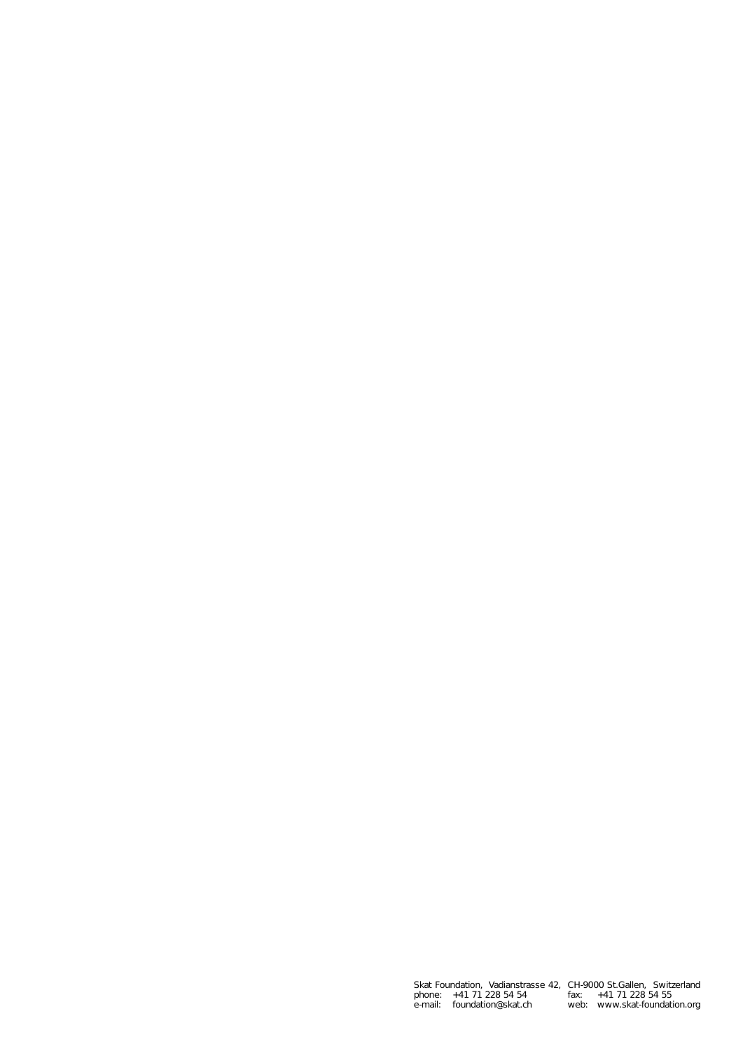Skat Foundation, Vadianstrasse 42, CH-9000 St.Gallen, Switzerland
phone: +41 71 228 54 54 fax: +41 71 228 54 55
e-mail: foundation@skat.ch web: www.skat-foundation.org